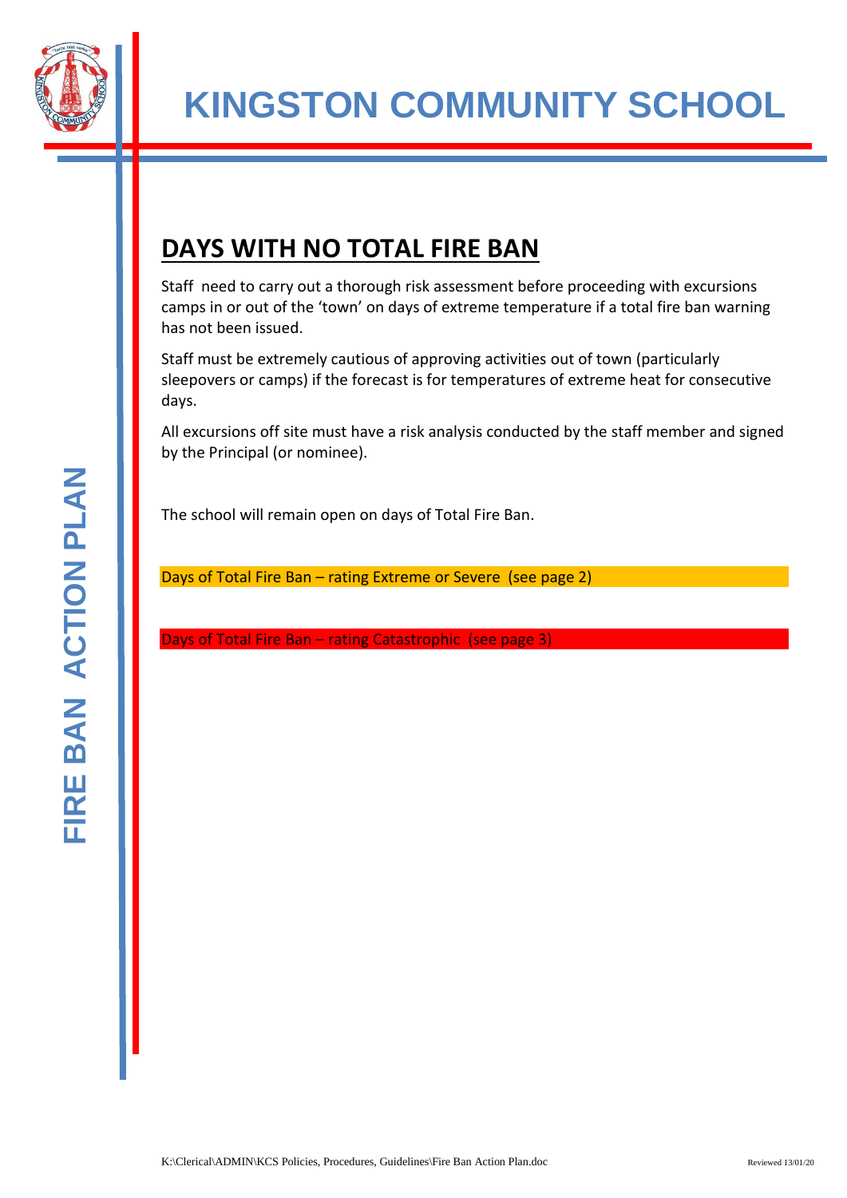# KINGSTON COMMUNITY SCHOOL

FIRE BAN ACTION PLAN

## DAYS WITH NO TOTAL FIRE BAN

Staff need to carry out a thorough risk assessment before proceeding with excursions camps in or out of the 'town' on days of extreme temperature if a total fire ban warning has not been issued.

Staff must be extremely cautious of approving activities out of town (particularly sleepovers or camps) if the forecast is for temperatures of extreme heat for consecutive days.

All excursions off site must have a risk analysis conducted by the staff member and signed by the Principal (or nominee).

The school will remain open on days of Total Fire Ban.

Days of Total Fire Ban – rating Extreme or Severe (see page 2)

Days of Total Fire Ban – rating Catastrophic (see page 3)

K:\Clerical\ADMIN\KCS Policies, Procedures, Guidelines\Fire Ban Action Plan.doc Reviewed 13/01/20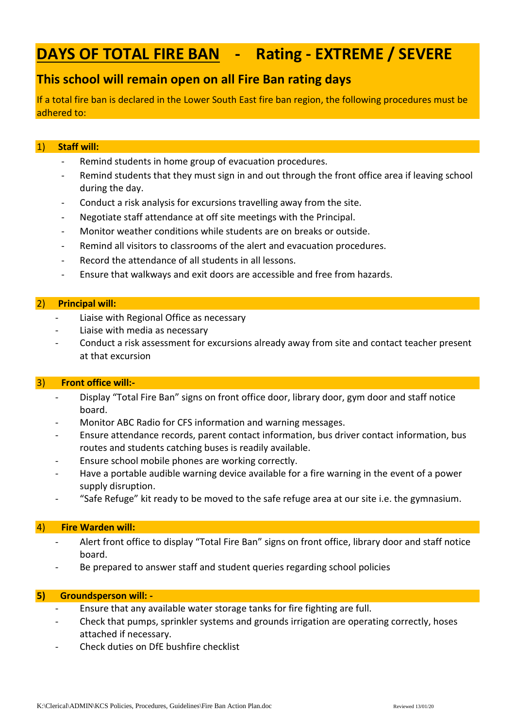# DAYS OF TOTAL FIRE BAN - Rating - EXTREME / SEVERE

## This school will remain open on all Fire Ban rating days

If a total fire ban is declared in the Lower South East fire ban region, the following procedures must be adhered to:

1) **Staff will:**

- Remind students in home group of evacuation procedures.
- Remind students that they must sign in and out through the front office area if leaving school during the day.
- Conduct a risk analysis for excursions travelling away from the site.
- Negotiate staff attendance at off site meetings with the Principal.
- Monitor weather conditions while students are on breaks or outside.
- Remind all visitors to classrooms of the alert and evacuation procedures.
- Record the attendance of all students in all lessons.
- Ensure that walkways and exit doors are accessible and free from hazards.

2) **Principal will:**

- Liaise with Regional Office as necessary
- Liaise with media as necessary
- Conduct a risk assessment for excursions already away from site and contact teacher present at that excursion

3) **Front office will:-**

- Display "Total Fire Ban" signs on front office door, library door, gym door and staff notice board.
- Monitor ABC Radio for CFS information and warning messages.
- Ensure attendance records, parent contact information, bus driver contact information, bus routes and students catching buses is readily available.
- Ensure school mobile phones are working correctly.
- Have a portable audible warning device available for a fire warning in the event of a power supply disruption.
- "Safe Refuge" kit ready to be moved to the safe refuge area at our site i.e. the gymnasium.

4) **Fire Warden will:**

- Alert front office to display "Total Fire Ban" signs on front office, library door and staff notice board.
- Be prepared to answer staff and student queries regarding school policies

**5) Groundsperson will: -**

- Ensure that any available water storage tanks for fire fighting are full.
- Check that pumps, sprinkler systems and grounds irrigation are operating correctly, hoses attached if necessary.
- Check duties on DfE bushfire checklist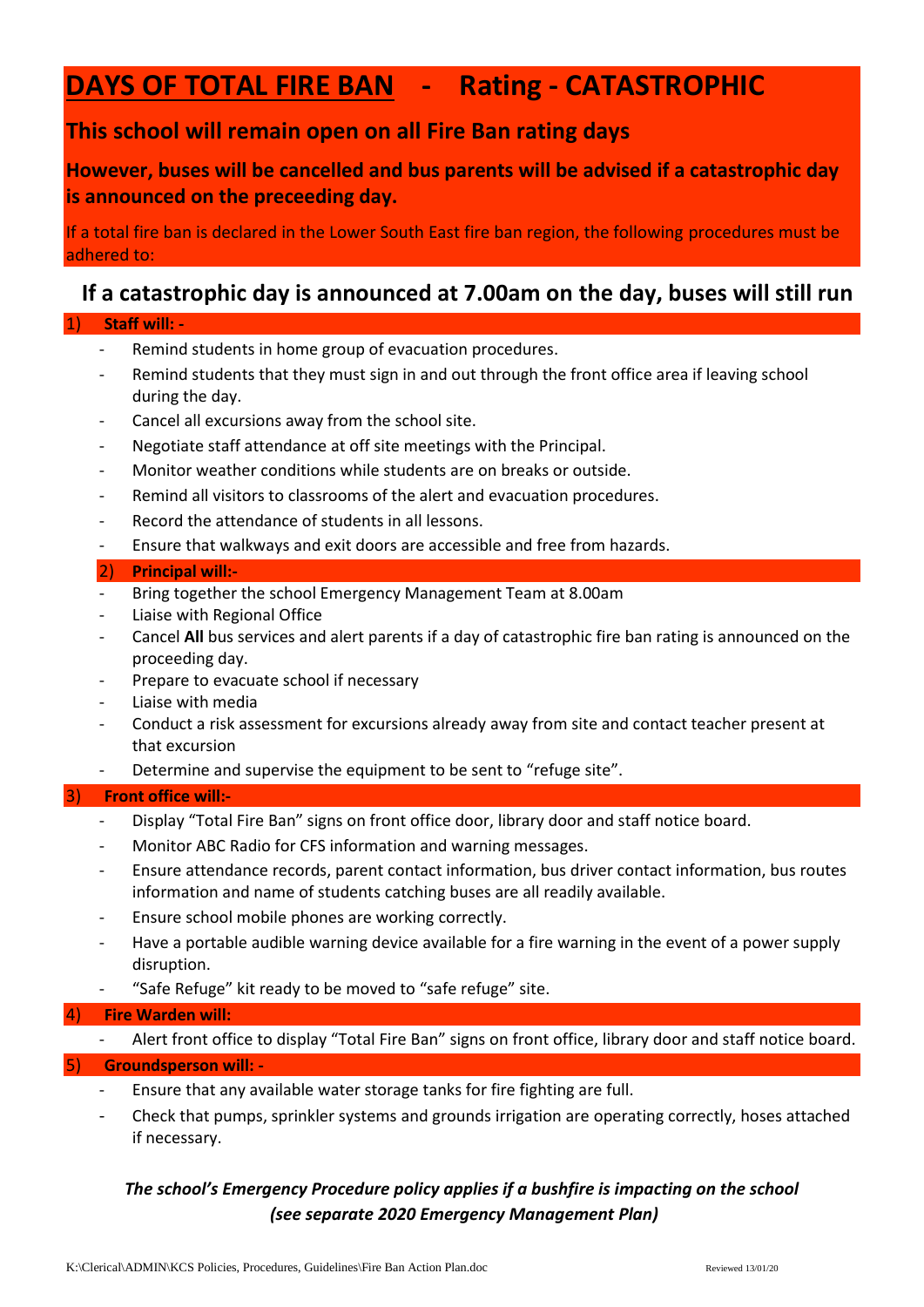# DAYS OF TOTAL FIRE BAN - Rating - CATASTROPHIC

## This school will remain open on all Fire Ban rating days

**However, buses will be cancelled and bus parents will be advised if a catastrophic day is announced on the preceeding day.**

If a total fire ban is declared in the Lower South East fire ban region, the following procedures must be adhered to:

## If a catastrophic day is announced at 7.00am on the day, buses will still run

### 1) Staff will: -

- Remind students in home group of evacuation procedures.
- Remind students that they must sign in and out through the front office area if leaving school during the day.
- Cancel all excursions away from the school site.
- Negotiate staff attendance at off site meetings with the Principal.
- Monitor weather conditions while students are on breaks or outside.
- Remind all visitors to classrooms of the alert and evacuation procedures.
- Record the attendance of students in all lessons.
- Ensure that walkways and exit doors are accessible and free from hazards.

### 2) Principal will:-

- Bring together the school Emergency Management Team at 8.00am
- Liaise with Regional Office
- Cancel **All** bus services and alert parents if a day of catastrophic fire ban rating is announced on the proceeding day.
- Prepare to evacuate school if necessary
- Liaise with media
- Conduct a risk assessment for excursions already away from site and contact teacher present at that excursion
- Determine and supervise the equipment to be sent to "refuge site".

### 3) Front office will:-

- Display "Total Fire Ban" signs on front office door, library door and staff notice board.
- Monitor ABC Radio for CFS information and warning messages.
- Ensure attendance records, parent contact information, bus driver contact information, bus routes information and name of students catching buses are all readily available.
- Ensure school mobile phones are working correctly.
- Have a portable audible warning device available for a fire warning in the event of a power supply disruption.
- "Safe Refuge" kit ready to be moved to "safe refuge" site.

### 4) Fire Warden will:

- Alert front office to display "Total Fire Ban" signs on front office, library door and staff notice board.

### 5) Groundsperson will: -

- Ensure that any available water storage tanks for fire fighting are full.
- Check that pumps, sprinkler systems and grounds irrigation are operating correctly, hoses attached if necessary.

***The school's Emergency Procedure policy applies if a bushfire is impacting on the school (see separate 2020 Emergency Management Plan)***

K:\Clerical\ADMIN\KCS Policies, Procedures, Guidelines\Fire Ban Action Plan.doc Reviewed 13/01/20